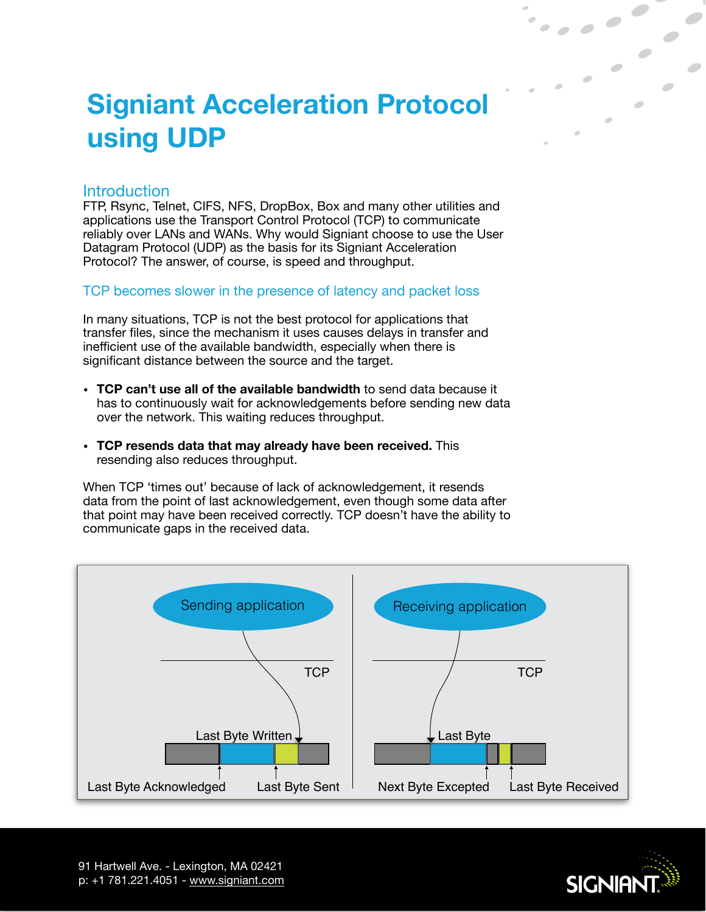# Signiant Acceleration Protocol using UDP

## Introduction

FTP, Rsync, Telnet, CIFS, NFS, DropBox, Box and many other utilities and applications use the Transport Control Protocol (TCP) to communicate reliably over LANs and WANs. Why would Signiant choose to use the User Datagram Protocol (UDP) as the basis for its Signiant Acceleration Protocol? The answer, of course, is speed and throughput.

## TCP becomes slower in the presence of latency and packet loss

In many situations, TCP is not the best protocol for applications that transfer files, since the mechanism it uses causes delays in transfer and inefficient use of the available bandwidth, especially when there is significant distance between the source and the target.

- **TCP can't use all of the available bandwidth** to send data because it has to continuously wait for acknowledgements before sending new data over the network. This waiting reduces throughput.
- **TCP resends data that may already have been received.** This resending also reduces throughput.

When TCP 'times out' because of lack of acknowledgement, it resends data from the point of last acknowledgement, even though some data after that point may have been received correctly. TCP doesn't have the ability to communicate gaps in the received data.

Sending application | TCP | Last Byte Written | Last Byte Acknowledged | Last Byte Sent

Receiving application | TCP | Last Byte | Next Byte Excepted | Last Byte Received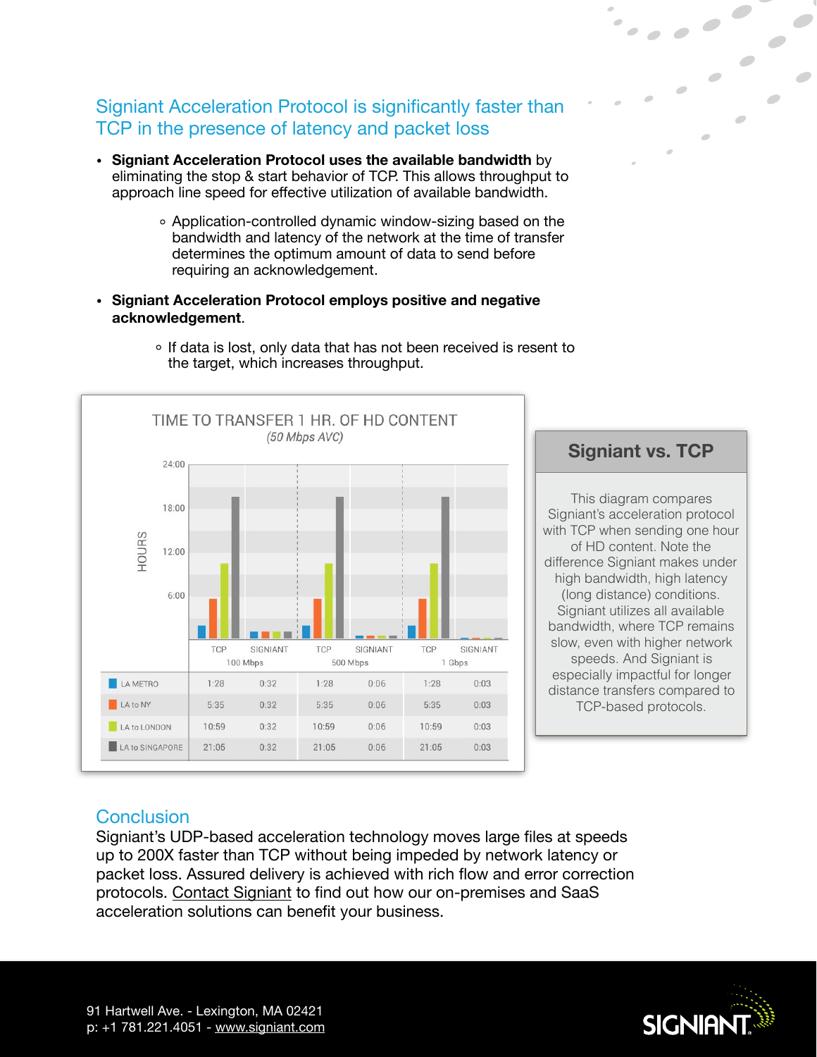## Signiant Acceleration Protocol is significantly faster than TCP in the presence of latency and packet loss

- **Signiant Acceleration Protocol uses the available bandwidth** by eliminating the stop & start behavior of TCP. This allows throughput to approach line speed for effective utilization of available bandwidth.
  - Application-controlled dynamic window-sizing based on the bandwidth and latency of the network at the time of transfer determines the optimum amount of data to send before requiring an acknowledgement.
- **Signiant Acceleration Protocol employs positive and negative acknowledgement**.
  - If data is lost, only data that has not been received is resent to the target, which increases throughput.

TIME TO TRANSFER 1 HR. OF HD CONTENT

*(50 Mbps AVC)*

HOURS

24:00

18:00

12:00

6:00

| | 100 Mbps | | 500 Mbps | | 1 Gbps | |
|---|---|---|---|---|---|---|
| | TCP | SIGNIANT | TCP | SIGNIANT | TCP | SIGNIANT |
| LA METRO | 1:28 | 0:32 | 1:28 | 0:06 | 1:28 | 0:03 |
| LA to NY | 5:35 | 0:32 | 5:35 | 0:06 | 5:35 | 0:03 |
| LA to LONDON | 10:59 | 0:32 | 10:59 | 0:06 | 10:59 | 0:03 |
| LA to SINGAPORE | 21:05 | 0:32 | 21:05 | 0:06 | 21:05 | 0:03 |

### Signiant vs. TCP

This diagram compares Signiant's acceleration protocol with TCP when sending one hour of HD content. Note the difference Signiant makes under high bandwidth, high latency (long distance) conditions. Signiant utilizes all available bandwidth, where TCP remains slow, even with higher network speeds. And Signiant is especially impactful for longer distance transfers compared to TCP-based protocols.

## Conclusion

Signiant's UDP-based acceleration technology moves large files at speeds up to 200X faster than TCP without being impeded by network latency or packet loss. Assured delivery is achieved with rich flow and error correction protocols. Contact Signiant to find out how our on-premises and SaaS acceleration solutions can benefit your business.

91 Hartwell Ave. - Lexington, MA 02421
p: +1 781.221.4051 - www.signiant.com